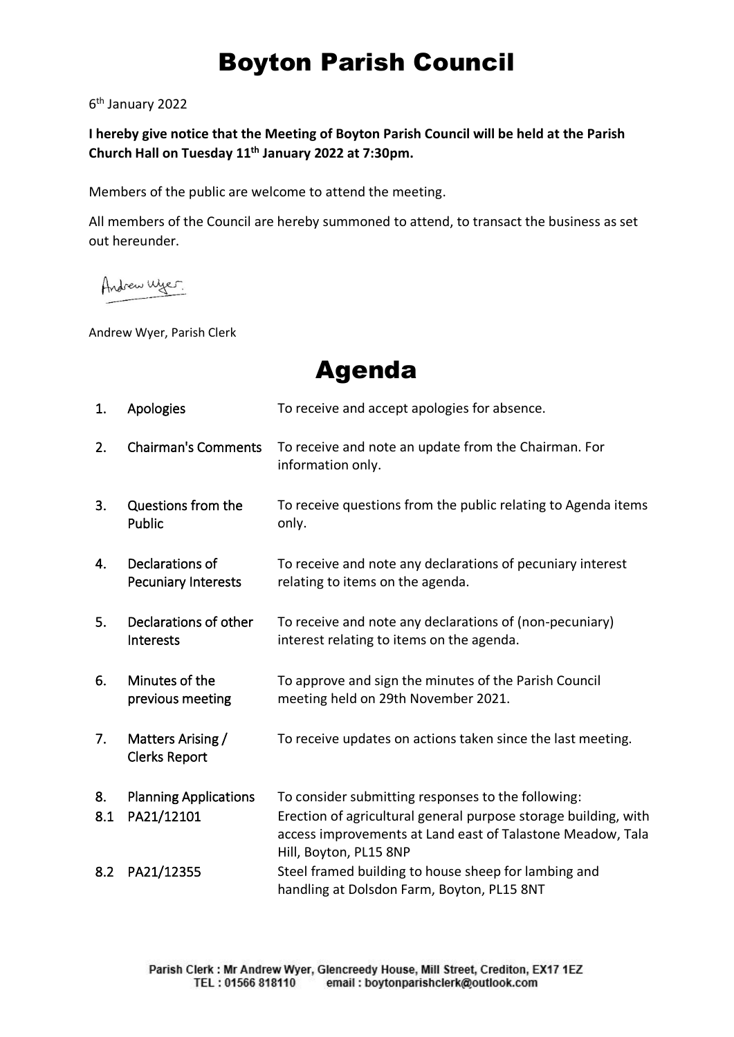# Boyton Parish Council

6th January 2022

**I hereby give notice that the Meeting of Boyton Parish Council will be held at the Parish Church Hall on Tuesday 11th January 2022 at 7:30pm.**

Members of the public are welcome to attend the meeting.

All members of the Council are hereby summoned to attend, to transact the business as set out hereunder.

Andrew Wyer

Andrew Wyer, Parish Clerk

# Agenda

| | | |
|---|---|---|
| 1. | Apologies | To receive and accept apologies for absence. |
| 2. | Chairman's Comments | To receive and note an update from the Chairman. For information only. |
| 3. | Questions from the Public | To receive questions from the public relating to Agenda items only. |
| 4. | Declarations of Pecuniary Interests | To receive and note any declarations of pecuniary interest relating to items on the agenda. |
| 5. | Declarations of other Interests | To receive and note any declarations of (non-pecuniary) interest relating to items on the agenda. |
| 6. | Minutes of the previous meeting | To approve and sign the minutes of the Parish Council meeting held on 29th November 2021. |
| 7. | Matters Arising / Clerks Report | To receive updates on actions taken since the last meeting. |
| 8. | Planning Applications | To consider submitting responses to the following: |
| 8.1 | PA21/12101 | Erection of agricultural general purpose storage building, with access improvements at Land east of Talastone Meadow, Tala Hill, Boyton, PL15 8NP |
| 8.2 | PA21/12355 | Steel framed building to house sheep for lambing and handling at Dolsdon Farm, Boyton, PL15 8NT |

Parish Clerk : Mr Andrew Wyer, Glencreedy House, Mill Street, Crediton, EX17 1EZ
TEL : 01566 818110 email : boytonparishclerk@outlook.com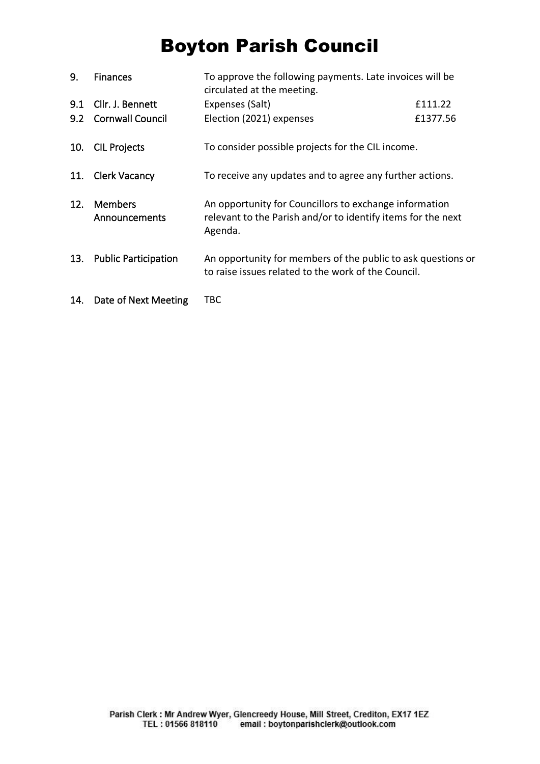| | | | |
|---|---|---|---|
| 9. | Finances | To approve the following payments. Late invoices will be circulated at the meeting. | |
| 9.1 | Cllr. J. Bennett | Expenses (Salt) | £111.22 |
| 9.2 | Cornwall Council | Election (2021) expenses | £1377.56 |
| 10. | CIL Projects | To consider possible projects for the CIL income. | |
| 11. | Clerk Vacancy | To receive any updates and to agree any further actions. | |
| 12. | Members Announcements | An opportunity for Councillors to exchange information relevant to the Parish and/or to identify items for the next Agenda. | |
| 13. | Public Participation | An opportunity for members of the public to ask questions or to raise issues related to the work of the Council. | |
| 14. | Date of Next Meeting | TBC | |